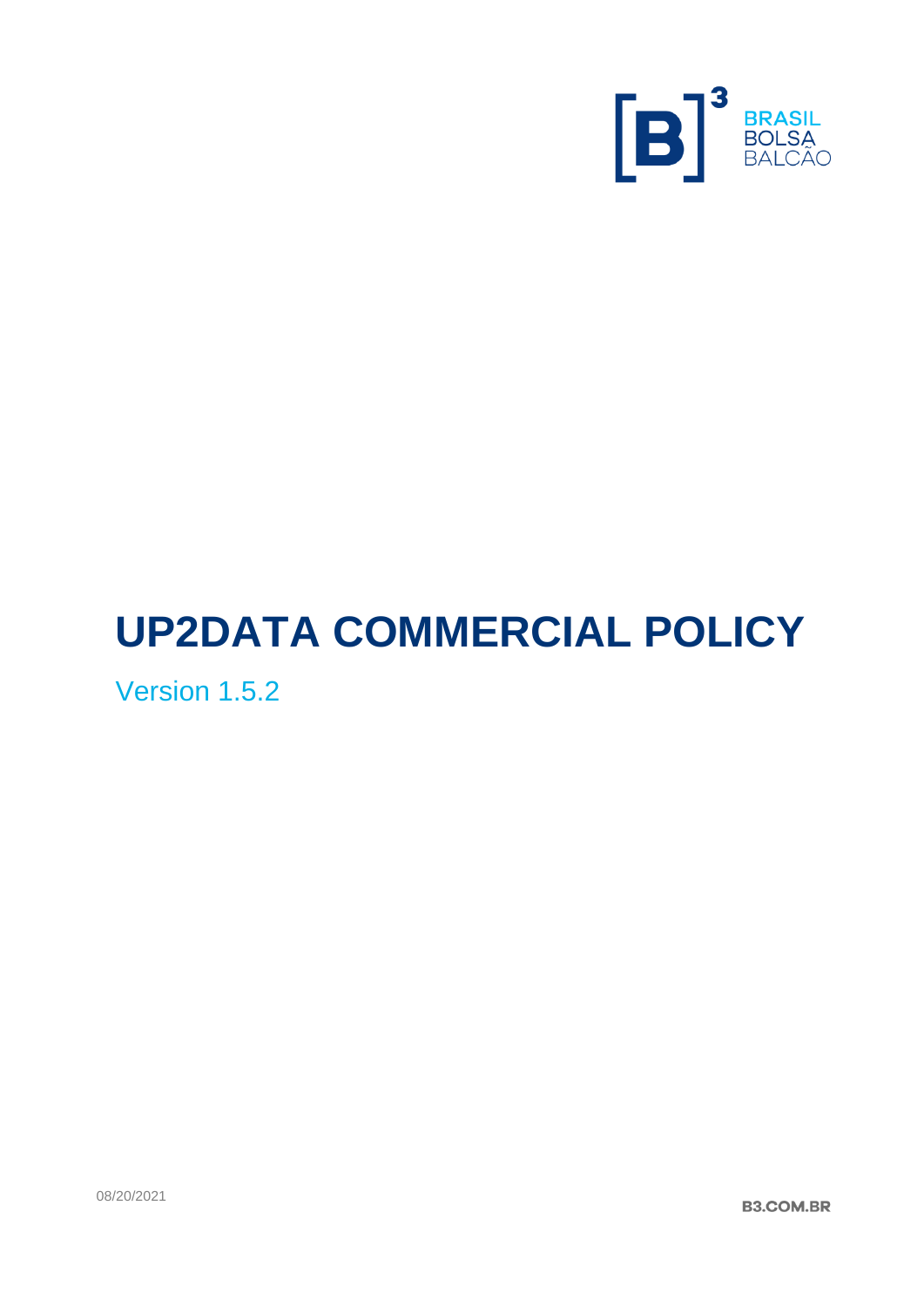# UP2DATA COMMERCIAL POLICY

Version 1.5.2

08/20/2021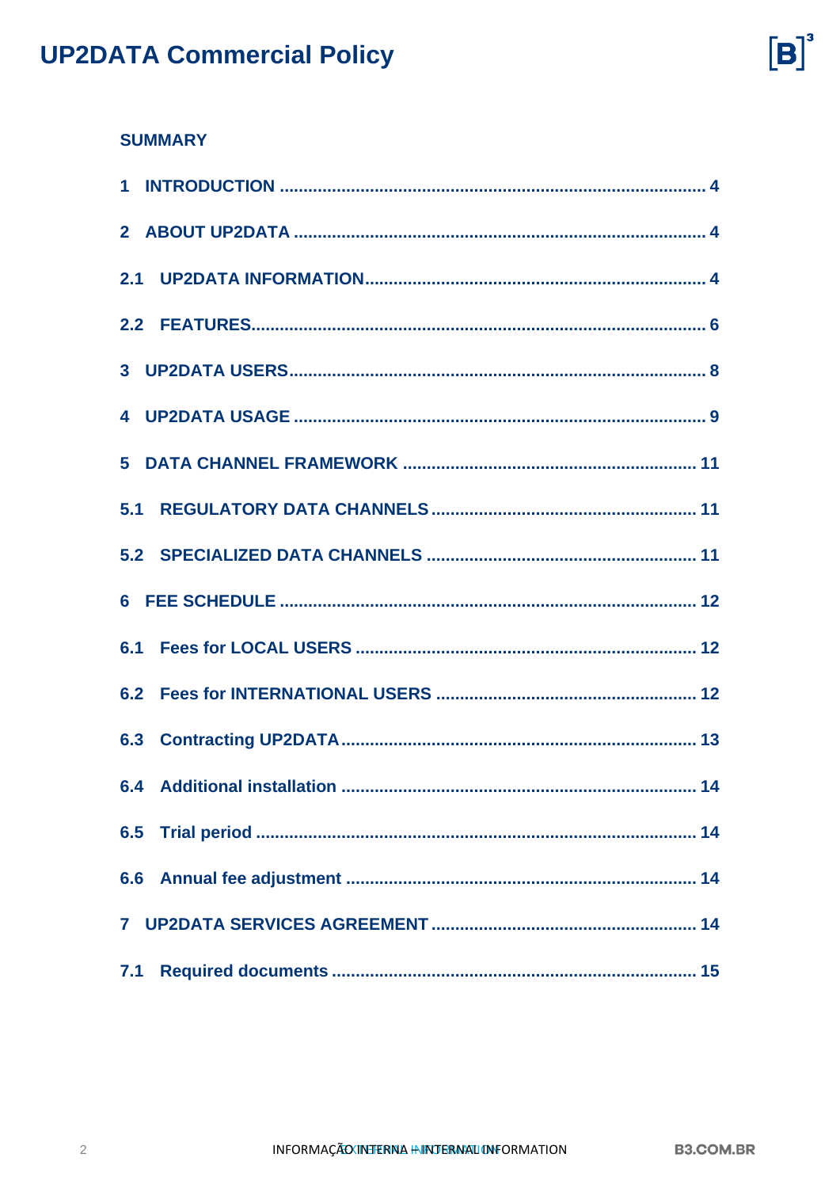## SUMMARY

1 INTRODUCTION ........................................................................................ 4

2 ABOUT UP2DATA ..................................................................................... 4

2.1 UP2DATA INFORMATION...................................................................... 4

2.2 FEATURES............................................................................................. 6

3 UP2DATA USERS...................................................................................... 8

4 UP2DATA USAGE ..................................................................................... 9

5 DATA CHANNEL FRAMEWORK ............................................................ 11

5.1 REGULATORY DATA CHANNELS ...................................................... 11

5.2 SPECIALIZED DATA CHANNELS ....................................................... 11

6 FEE SCHEDULE ..................................................................................... 12

6.1 Fees for LOCAL USERS ...................................................................... 12

6.2 Fees for INTERNATIONAL USERS ..................................................... 12

6.3 Contracting UP2DATA.......................................................................... 13

6.4 Additional installation .......................................................................... 14

6.5 Trial period .......................................................................................... 14

6.6 Annual fee adjustment ........................................................................ 14

7 UP2DATA SERVICES AGREEMENT ...................................................... 14

7.1 Required documents ........................................................................... 15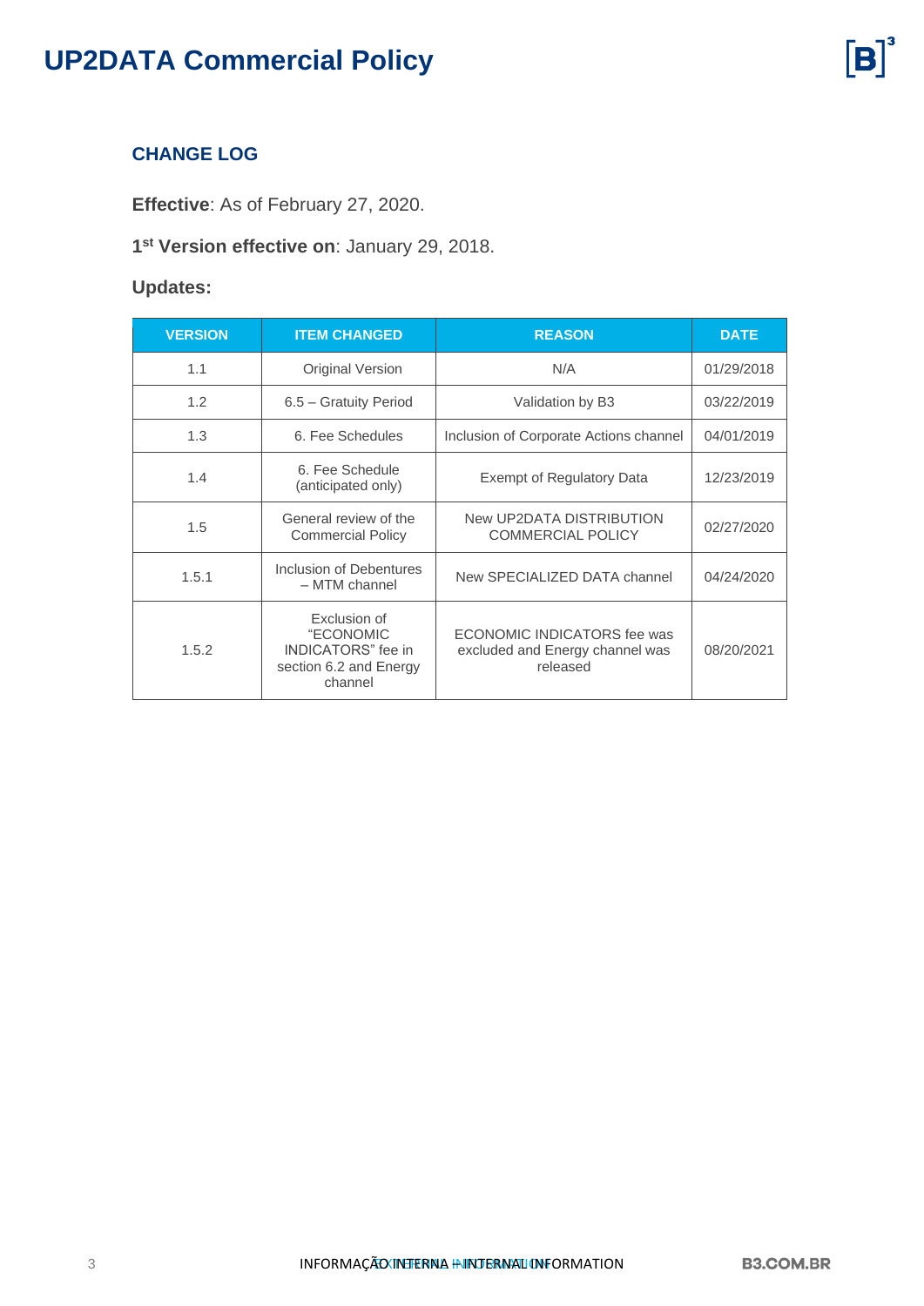## CHANGE LOG

**Effective**: As of February 27, 2020.

**1st Version effective on**: January 29, 2018.

**Updates:**

| VERSION | ITEM CHANGED | REASON | DATE |
|---|---|---|---|
| 1.1 | Original Version | N/A | 01/29/2018 |
| 1.2 | 6.5 – Gratuity Period | Validation by B3 | 03/22/2019 |
| 1.3 | 6. Fee Schedules | Inclusion of Corporate Actions channel | 04/01/2019 |
| 1.4 | 6. Fee Schedule (anticipated only) | Exempt of Regulatory Data | 12/23/2019 |
| 1.5 | General review of the Commercial Policy | New UP2DATA DISTRIBUTION COMMERCIAL POLICY | 02/27/2020 |
| 1.5.1 | Inclusion of Debentures – MTM channel | New SPECIALIZED DATA channel | 04/24/2020 |
| 1.5.2 | Exclusion of "ECONOMIC INDICATORS" fee in section 6.2 and Energy channel | ECONOMIC INDICATORS fee was excluded and Energy channel was released | 08/20/2021 |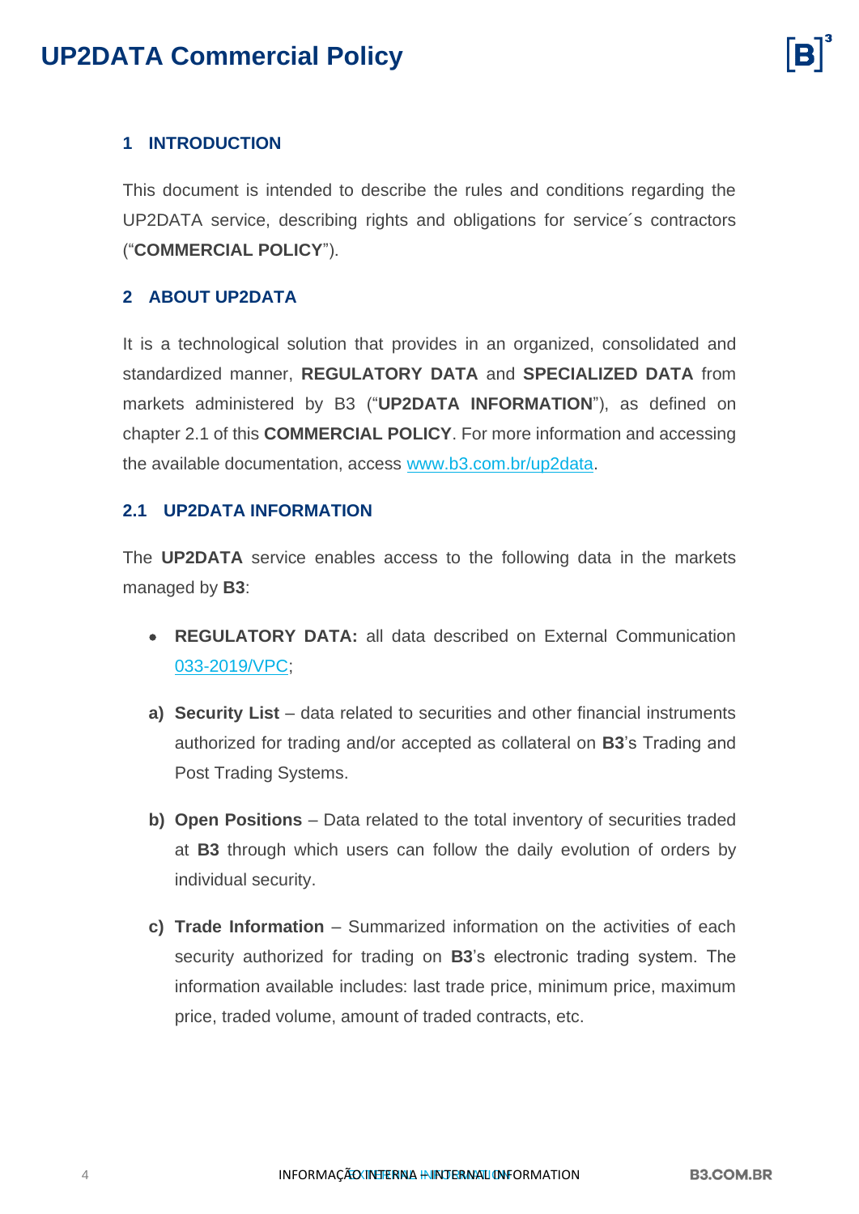## 1 INTRODUCTION

This document is intended to describe the rules and conditions regarding the UP2DATA service, describing rights and obligations for service´s contractors ("**COMMERCIAL POLICY**").

## 2 ABOUT UP2DATA

It is a technological solution that provides in an organized, consolidated and standardized manner, **REGULATORY DATA** and **SPECIALIZED DATA** from markets administered by B3 ("**UP2DATA INFORMATION**"), as defined on chapter 2.1 of this **COMMERCIAL POLICY**. For more information and accessing the available documentation, access [www.b3.com.br/up2data](www.b3.com.br/up2data).

### 2.1 UP2DATA INFORMATION

The **UP2DATA** service enables access to the following data in the markets managed by **B3**:

- **REGULATORY DATA:** all data described on External Communication 033-2019/VPC;

a) **Security List** – data related to securities and other financial instruments authorized for trading and/or accepted as collateral on **B3**'s Trading and Post Trading Systems.

b) **Open Positions** – Data related to the total inventory of securities traded at **B3** through which users can follow the daily evolution of orders by individual security.

c) **Trade Information** – Summarized information on the activities of each security authorized for trading on **B3**'s electronic trading system. The information available includes: last trade price, minimum price, maximum price, traded volume, amount of traded contracts, etc.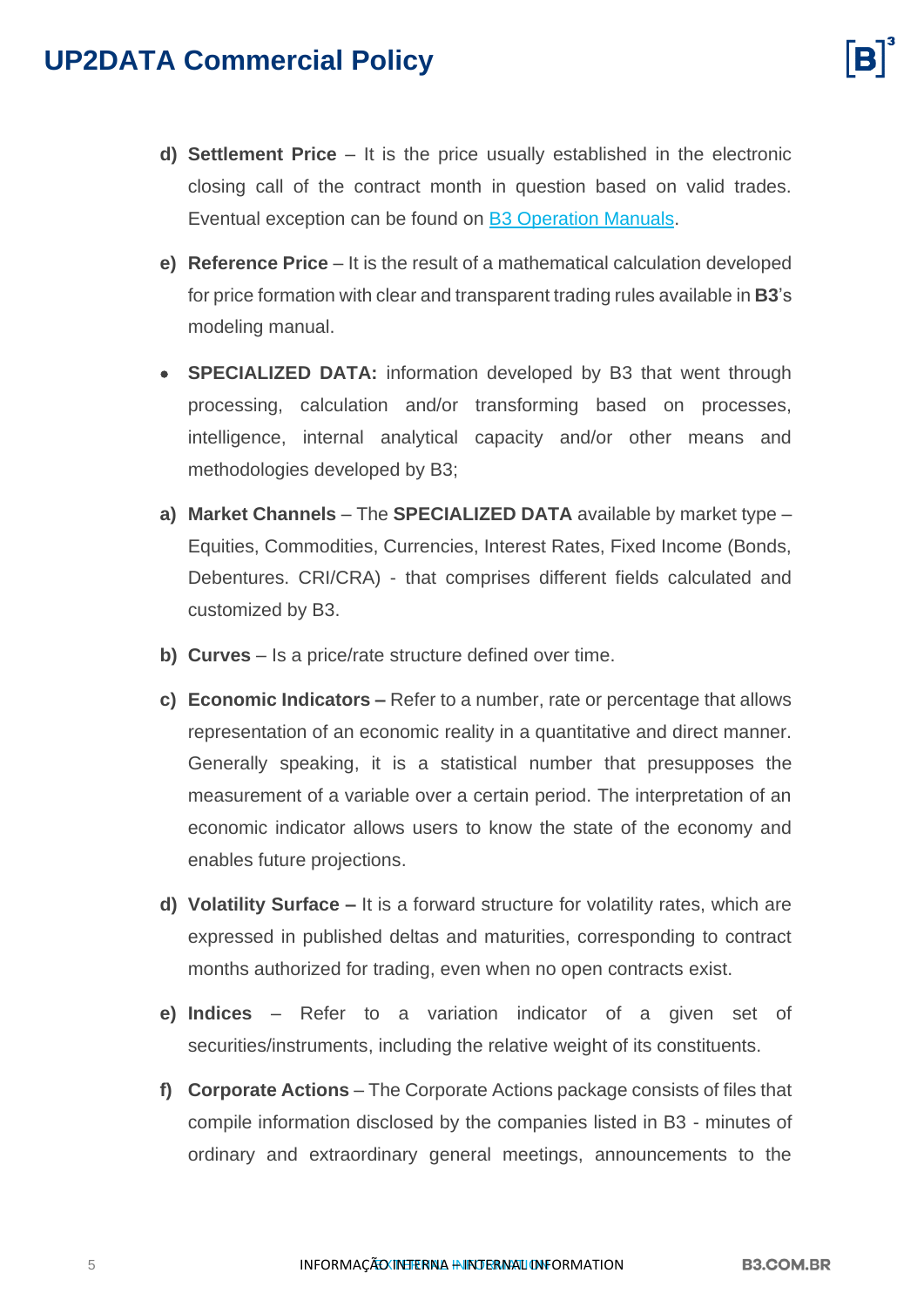d) **Settlement Price** – It is the price usually established in the electronic closing call of the contract month in question based on valid trades. Eventual exception can be found on [B3 Operation Manuals](#).

e) **Reference Price** – It is the result of a mathematical calculation developed for price formation with clear and transparent trading rules available in **B3**'s modeling manual.

- **SPECIALIZED DATA:** information developed by B3 that went through processing, calculation and/or transforming based on processes, intelligence, internal analytical capacity and/or other means and methodologies developed by B3;

a) **Market Channels** – The **SPECIALIZED DATA** available by market type – Equities, Commodities, Currencies, Interest Rates, Fixed Income (Bonds, Debentures. CRI/CRA) - that comprises different fields calculated and customized by B3.

b) **Curves** – Is a price/rate structure defined over time.

c) **Economic Indicators –** Refer to a number, rate or percentage that allows representation of an economic reality in a quantitative and direct manner. Generally speaking, it is a statistical number that presupposes the measurement of a variable over a certain period. The interpretation of an economic indicator allows users to know the state of the economy and enables future projections.

d) **Volatility Surface –** It is a forward structure for volatility rates, which are expressed in published deltas and maturities, corresponding to contract months authorized for trading, even when no open contracts exist.

e) **Indices** – Refer to a variation indicator of a given set of securities/instruments, including the relative weight of its constituents.

f) **Corporate Actions** – The Corporate Actions package consists of files that compile information disclosed by the companies listed in B3 - minutes of ordinary and extraordinary general meetings, announcements to the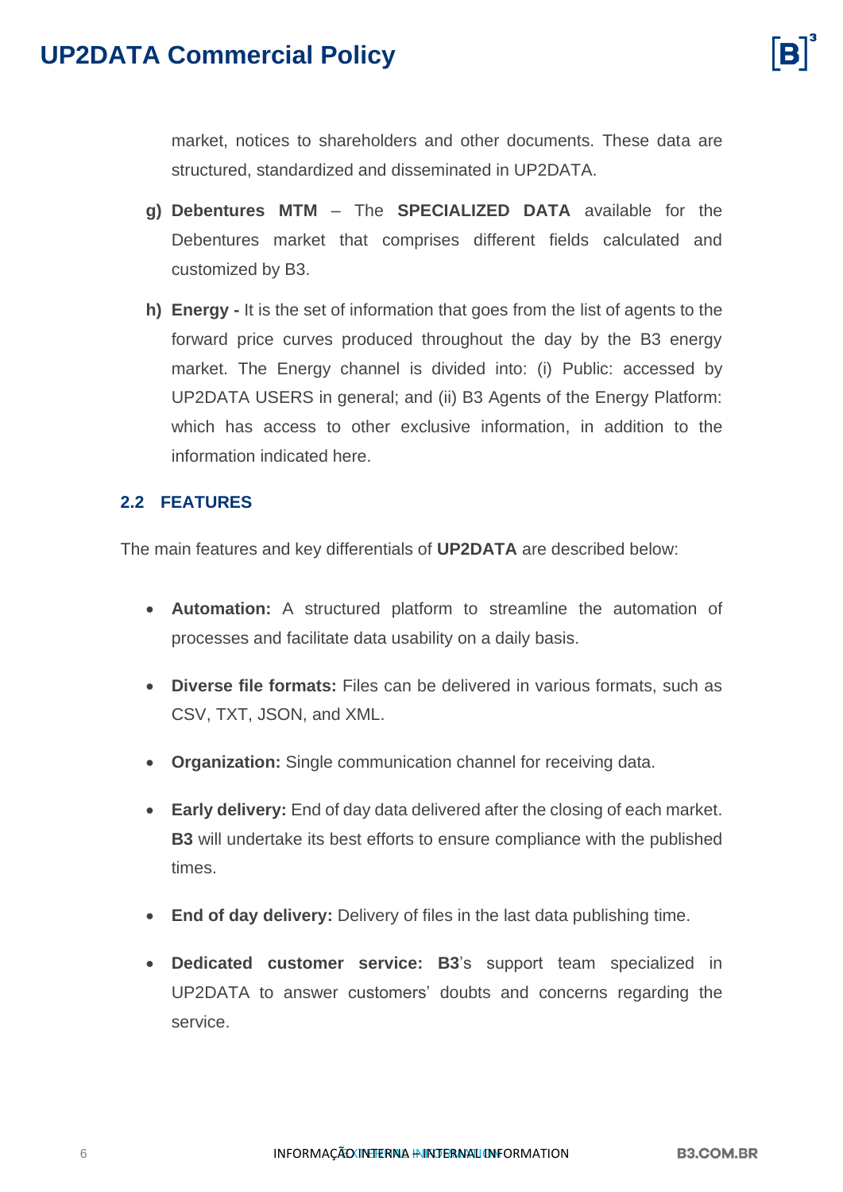market, notices to shareholders and other documents. These data are structured, standardized and disseminated in UP2DATA.

g) **Debentures MTM** – The **SPECIALIZED DATA** available for the Debentures market that comprises different fields calculated and customized by B3.

h) **Energy -** It is the set of information that goes from the list of agents to the forward price curves produced throughout the day by the B3 energy market. The Energy channel is divided into: (i) Public: accessed by UP2DATA USERS in general; and (ii) B3 Agents of the Energy Platform: which has access to other exclusive information, in addition to the information indicated here.

### 2.2 FEATURES

The main features and key differentials of **UP2DATA** are described below:

- **Automation:** A structured platform to streamline the automation of processes and facilitate data usability on a daily basis.
- **Diverse file formats:** Files can be delivered in various formats, such as CSV, TXT, JSON, and XML.
- **Organization:** Single communication channel for receiving data.
- **Early delivery:** End of day data delivered after the closing of each market. **B3** will undertake its best efforts to ensure compliance with the published times.
- **End of day delivery:** Delivery of files in the last data publishing time.
- **Dedicated customer service: B3**'s support team specialized in UP2DATA to answer customers' doubts and concerns regarding the service.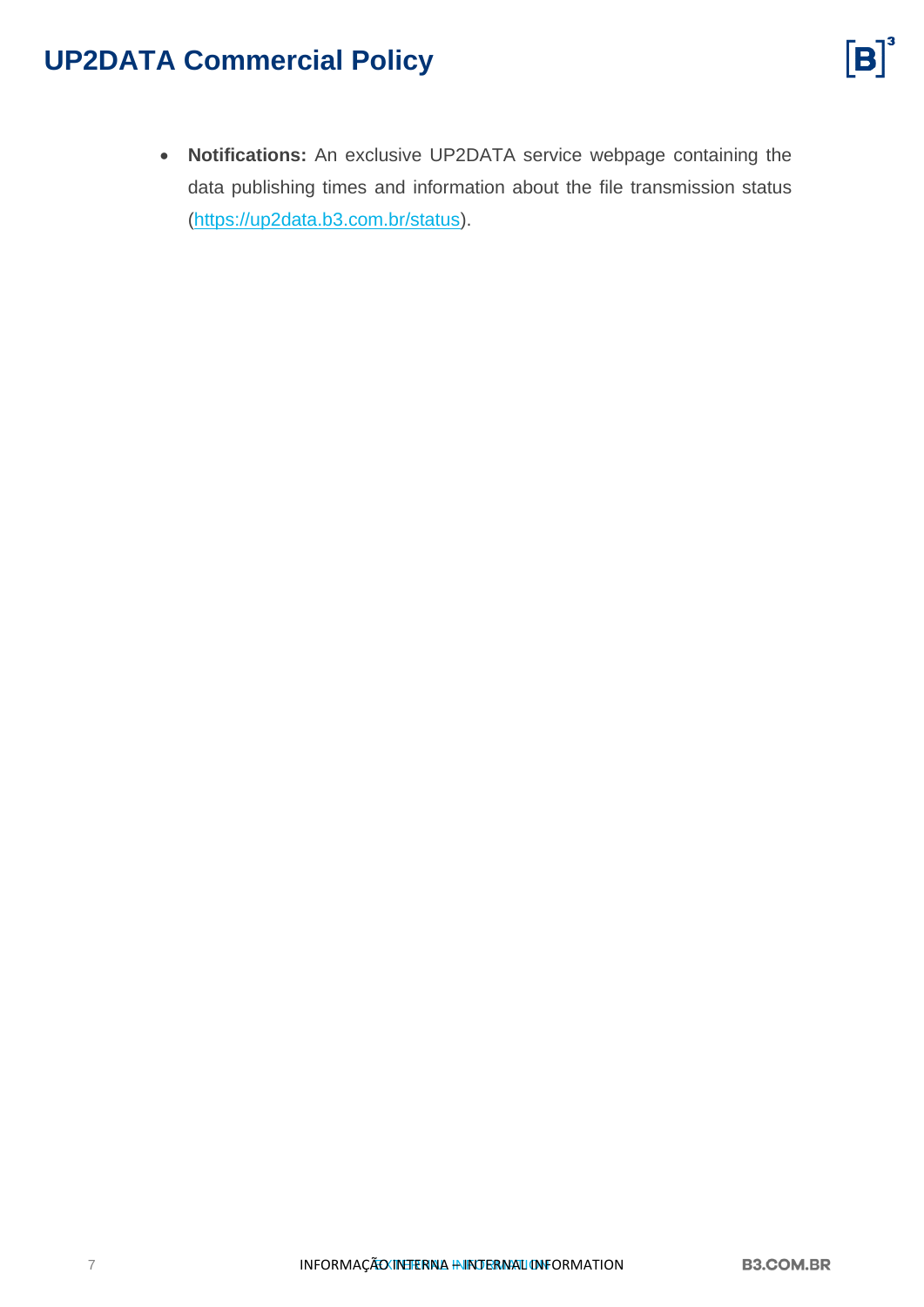- **Notifications:** An exclusive UP2DATA service webpage containing the data publishing times and information about the file transmission status (https://up2data.b3.com.br/status).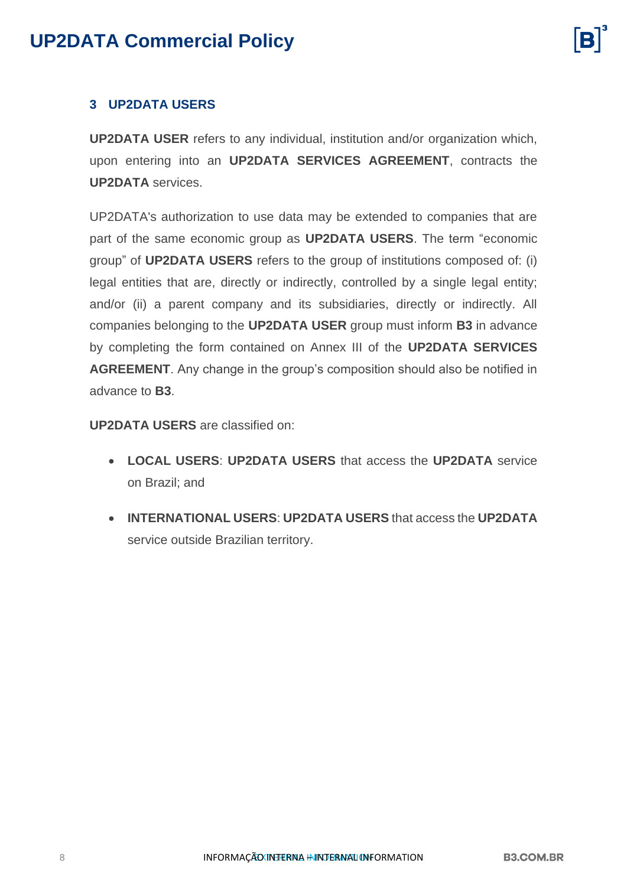## 3 UP2DATA USERS

**UP2DATA USER** refers to any individual, institution and/or organization which, upon entering into an **UP2DATA SERVICES AGREEMENT**, contracts the **UP2DATA** services.

UP2DATA's authorization to use data may be extended to companies that are part of the same economic group as **UP2DATA USERS**. The term "economic group" of **UP2DATA USERS** refers to the group of institutions composed of: (i) legal entities that are, directly or indirectly, controlled by a single legal entity; and/or (ii) a parent company and its subsidiaries, directly or indirectly. All companies belonging to the **UP2DATA USER** group must inform **B3** in advance by completing the form contained on Annex III of the **UP2DATA SERVICES AGREEMENT**. Any change in the group's composition should also be notified in advance to **B3**.

**UP2DATA USERS** are classified on:

- **LOCAL USERS**: **UP2DATA USERS** that access the **UP2DATA** service on Brazil; and
- **INTERNATIONAL USERS**: **UP2DATA USERS** that access the **UP2DATA** service outside Brazilian territory.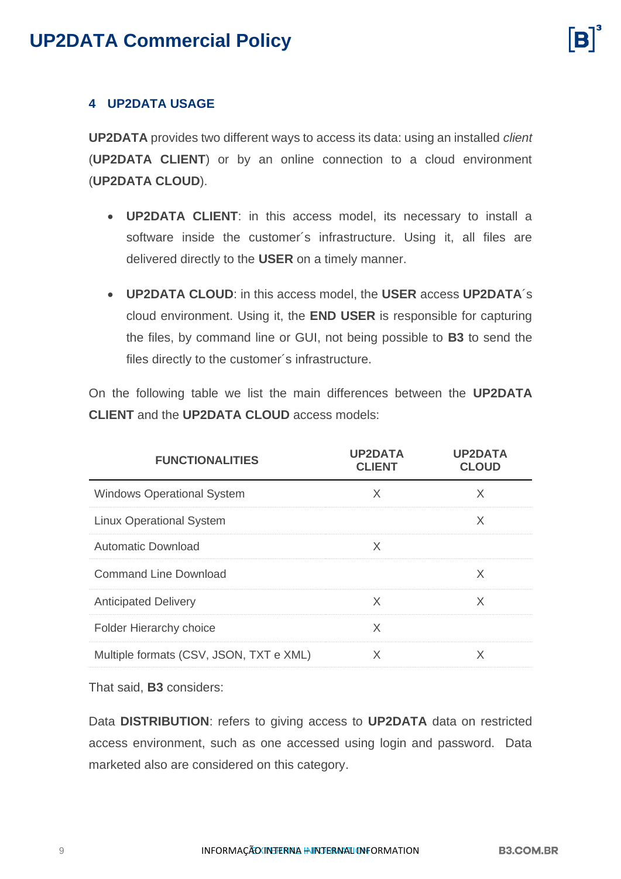## 4 UP2DATA USAGE

**UP2DATA** provides two different ways to access its data: using an installed *client* (**UP2DATA CLIENT**) or by an online connection to a cloud environment (**UP2DATA CLOUD**).

- **UP2DATA CLIENT**: in this access model, its necessary to install a software inside the customer´s infrastructure. Using it, all files are delivered directly to the **USER** on a timely manner.
- **UP2DATA CLOUD**: in this access model, the **USER** access **UP2DATA**´s cloud environment. Using it, the **END USER** is responsible for capturing the files, by command line or GUI, not being possible to **B3** to send the files directly to the customer´s infrastructure.

On the following table we list the main differences between the **UP2DATA CLIENT** and the **UP2DATA CLOUD** access models:

| FUNCTIONALITIES | UP2DATA CLIENT | UP2DATA CLOUD |
|---|---|---|
| Windows Operational System | X | X |
| Linux Operational System | | X |
| Automatic Download | X | |
| Command Line Download | | X |
| Anticipated Delivery | X | X |
| Folder Hierarchy choice | X | |
| Multiple formats (CSV, JSON, TXT e XML) | X | X |

That said, **B3** considers:

Data **DISTRIBUTION**: refers to giving access to **UP2DATA** data on restricted access environment, such as one accessed using login and password. Data marketed also are considered on this category.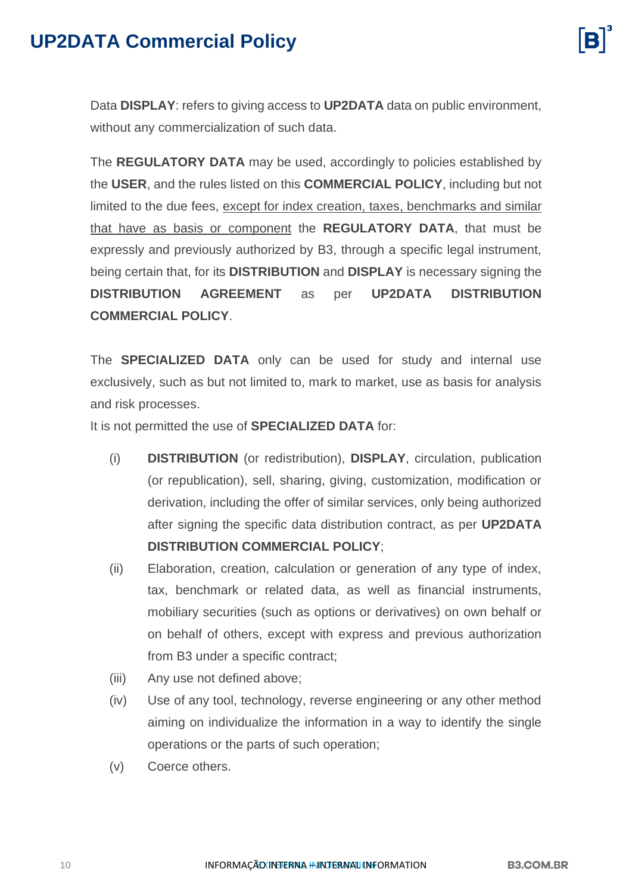Data **DISPLAY**: refers to giving access to **UP2DATA** data on public environment, without any commercialization of such data.

The **REGULATORY DATA** may be used, accordingly to policies established by the **USER**, and the rules listed on this **COMMERCIAL POLICY**, including but not limited to the due fees, <u>except for index creation, taxes, benchmarks and similar that have as basis or component</u> the **REGULATORY DATA**, that must be expressly and previously authorized by B3, through a specific legal instrument, being certain that, for its **DISTRIBUTION** and **DISPLAY** is necessary signing the **DISTRIBUTION AGREEMENT** as per **UP2DATA DISTRIBUTION COMMERCIAL POLICY**.

The **SPECIALIZED DATA** only can be used for study and internal use exclusively, such as but not limited to, mark to market, use as basis for analysis and risk processes.

It is not permitted the use of **SPECIALIZED DATA** for:

(i) **DISTRIBUTION** (or redistribution), **DISPLAY**, circulation, publication (or republication), sell, sharing, giving, customization, modification or derivation, including the offer of similar services, only being authorized after signing the specific data distribution contract, as per **UP2DATA DISTRIBUTION COMMERCIAL POLICY**;

(ii) Elaboration, creation, calculation or generation of any type of index, tax, benchmark or related data, as well as financial instruments, mobiliary securities (such as options or derivatives) on own behalf or on behalf of others, except with express and previous authorization from B3 under a specific contract;

(iii) Any use not defined above;

(iv) Use of any tool, technology, reverse engineering or any other method aiming on individualize the information in a way to identify the single operations or the parts of such operation;

(v) Coerce others.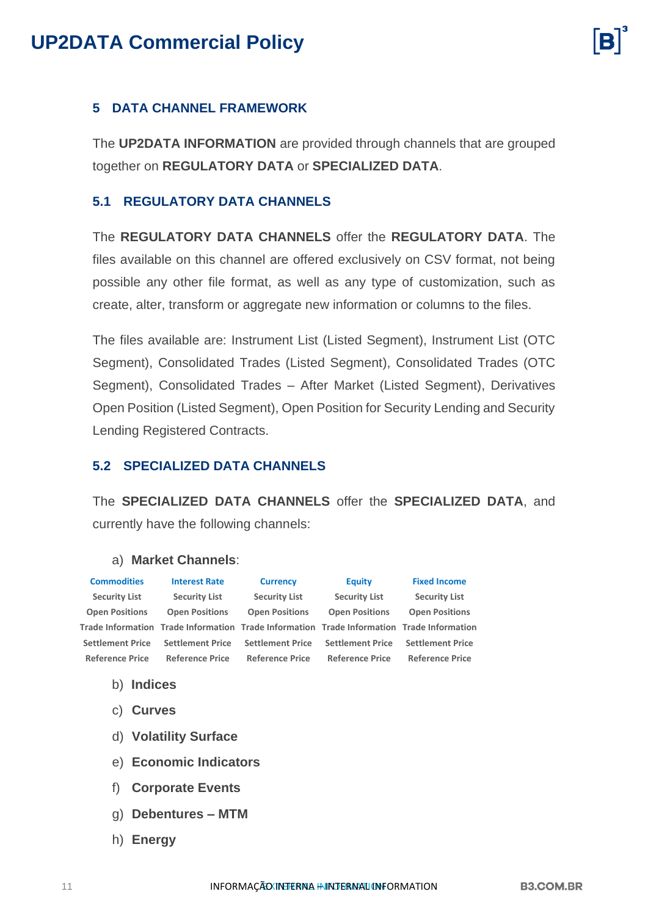## 5 DATA CHANNEL FRAMEWORK

The **UP2DATA INFORMATION** are provided through channels that are grouped together on **REGULATORY DATA** or **SPECIALIZED DATA**.

### 5.1 REGULATORY DATA CHANNELS

The **REGULATORY DATA CHANNELS** offer the **REGULATORY DATA**. The files available on this channel are offered exclusively on CSV format, not being possible any other file format, as well as any type of customization, such as create, alter, transform or aggregate new information or columns to the files.

The files available are: Instrument List (Listed Segment), Instrument List (OTC Segment), Consolidated Trades (Listed Segment), Consolidated Trades (OTC Segment), Consolidated Trades – After Market (Listed Segment), Derivatives Open Position (Listed Segment), Open Position for Security Lending and Security Lending Registered Contracts.

### 5.2 SPECIALIZED DATA CHANNELS

The **SPECIALIZED DATA CHANNELS** offer the **SPECIALIZED DATA**, and currently have the following channels:

a) **Market Channels**:

| Commodities | Interest Rate | Currency | Equity | Fixed Income |
|---|---|---|---|---|
| Security List | Security List | Security List | Security List | Security List |
| Open Positions | Open Positions | Open Positions | Open Positions | Open Positions |
| Trade Information | Trade Information | Trade Information | Trade Information | Trade Information |
| Settlement Price | Settlement Price | Settlement Price | Settlement Price | Settlement Price |
| Reference Price | Reference Price | Reference Price | Reference Price | Reference Price |

b) **Indices**

c) **Curves**

d) **Volatility Surface**

e) **Economic Indicators**

f) **Corporate Events**

g) **Debentures – MTM**

h) **Energy**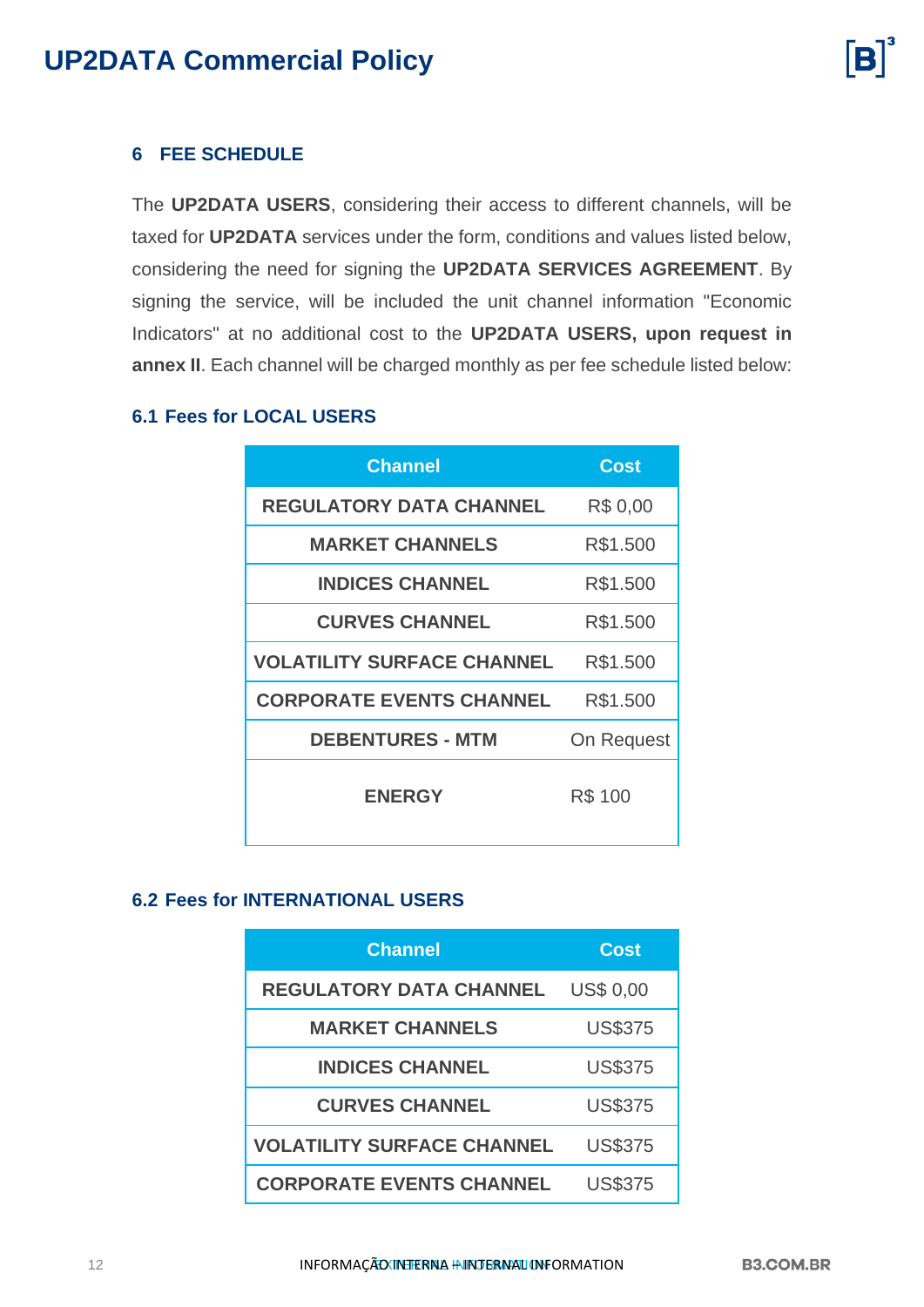## 6 FEE SCHEDULE

The **UP2DATA USERS**, considering their access to different channels, will be taxed for **UP2DATA** services under the form, conditions and values listed below, considering the need for signing the **UP2DATA SERVICES AGREEMENT**. By signing the service, will be included the unit channel information "Economic Indicators" at no additional cost to the **UP2DATA USERS, upon request in annex II**. Each channel will be charged monthly as per fee schedule listed below:

### 6.1 Fees for LOCAL USERS

| Channel | Cost |
|---|---|
| **REGULATORY DATA CHANNEL** | R$ 0,00 |
| **MARKET CHANNELS** | R$1.500 |
| **INDICES CHANNEL** | R$1.500 |
| **CURVES CHANNEL** | R$1.500 |
| **VOLATILITY SURFACE CHANNEL** | R$1.500 |
| **CORPORATE EVENTS CHANNEL** | R$1.500 |
| **DEBENTURES - MTM** | On Request |
| **ENERGY** | R$ 100 |

### 6.2 Fees for INTERNATIONAL USERS

| Channel | Cost |
|---|---|
| **REGULATORY DATA CHANNEL** | US$ 0,00 |
| **MARKET CHANNELS** | US$375 |
| **INDICES CHANNEL** | US$375 |
| **CURVES CHANNEL** | US$375 |
| **VOLATILITY SURFACE CHANNEL** | US$375 |
| **CORPORATE EVENTS CHANNEL** | US$375 |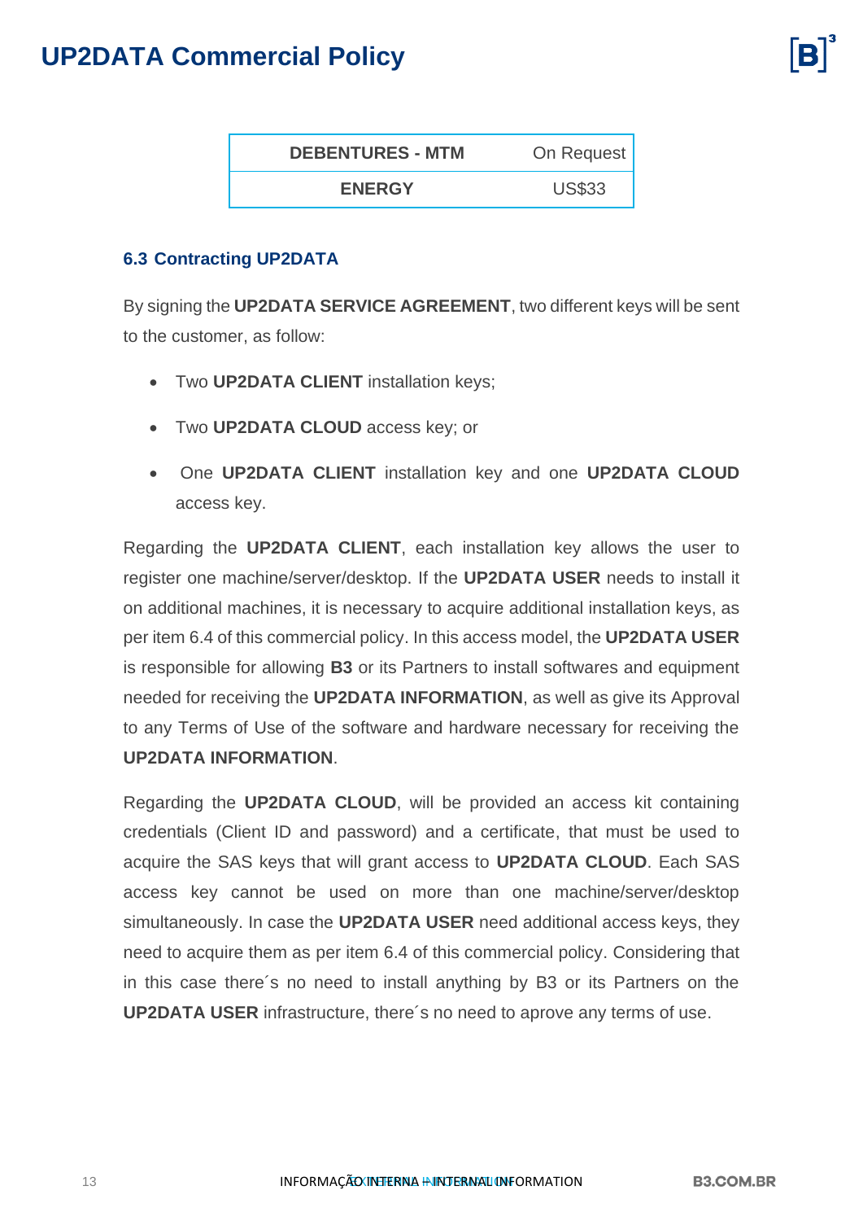| DEBENTURES - MTM | On Request |
|---|---|
| ENERGY | US$33 |

### 6.3 Contracting UP2DATA

By signing the **UP2DATA SERVICE AGREEMENT**, two different keys will be sent to the customer, as follow:

- Two **UP2DATA CLIENT** installation keys;
- Two **UP2DATA CLOUD** access key; or
- One **UP2DATA CLIENT** installation key and one **UP2DATA CLOUD** access key.

Regarding the **UP2DATA CLIENT**, each installation key allows the user to register one machine/server/desktop. If the **UP2DATA USER** needs to install it on additional machines, it is necessary to acquire additional installation keys, as per item 6.4 of this commercial policy. In this access model, the **UP2DATA USER** is responsible for allowing **B3** or its Partners to install softwares and equipment needed for receiving the **UP2DATA INFORMATION**, as well as give its Approval to any Terms of Use of the software and hardware necessary for receiving the **UP2DATA INFORMATION**.

Regarding the **UP2DATA CLOUD**, will be provided an access kit containing credentials (Client ID and password) and a certificate, that must be used to acquire the SAS keys that will grant access to **UP2DATA CLOUD**. Each SAS access key cannot be used on more than one machine/server/desktop simultaneously. In case the **UP2DATA USER** need additional access keys, they need to acquire them as per item 6.4 of this commercial policy. Considering that in this case there´s no need to install anything by B3 or its Partners on the **UP2DATA USER** infrastructure, there´s no need to aprove any terms of use.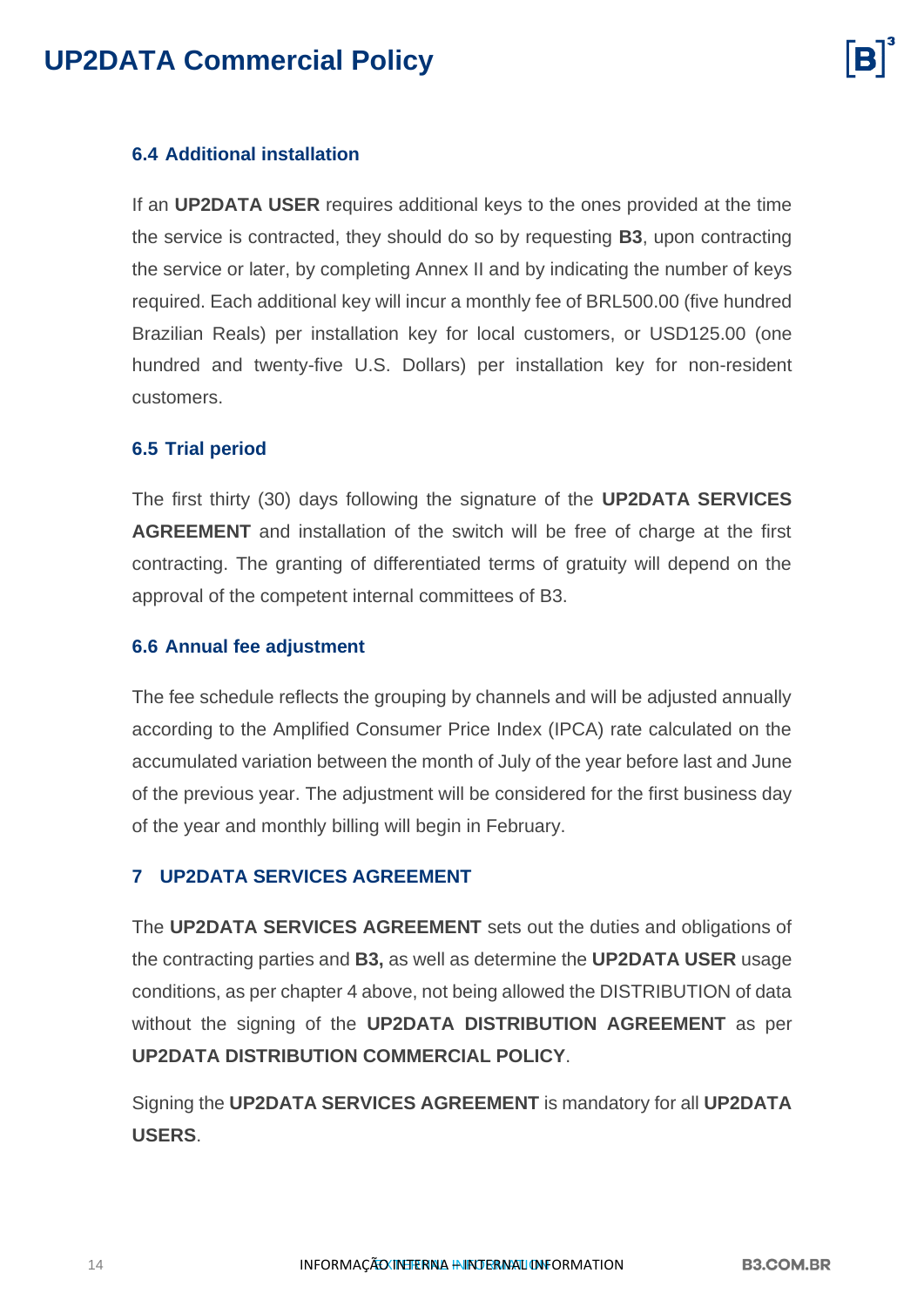### 6.4 Additional installation

If an **UP2DATA USER** requires additional keys to the ones provided at the time the service is contracted, they should do so by requesting **B3**, upon contracting the service or later, by completing Annex II and by indicating the number of keys required. Each additional key will incur a monthly fee of BRL500.00 (five hundred Brazilian Reals) per installation key for local customers, or USD125.00 (one hundred and twenty-five U.S. Dollars) per installation key for non-resident customers.

### 6.5 Trial period

The first thirty (30) days following the signature of the **UP2DATA SERVICES AGREEMENT** and installation of the switch will be free of charge at the first contracting. The granting of differentiated terms of gratuity will depend on the approval of the competent internal committees of B3.

### 6.6 Annual fee adjustment

The fee schedule reflects the grouping by channels and will be adjusted annually according to the Amplified Consumer Price Index (IPCA) rate calculated on the accumulated variation between the month of July of the year before last and June of the previous year. The adjustment will be considered for the first business day of the year and monthly billing will begin in February.

## 7 UP2DATA SERVICES AGREEMENT

The **UP2DATA SERVICES AGREEMENT** sets out the duties and obligations of the contracting parties and **B3,** as well as determine the **UP2DATA USER** usage conditions, as per chapter 4 above, not being allowed the DISTRIBUTION of data without the signing of the **UP2DATA DISTRIBUTION AGREEMENT** as per **UP2DATA DISTRIBUTION COMMERCIAL POLICY**.

Signing the **UP2DATA SERVICES AGREEMENT** is mandatory for all **UP2DATA USERS**.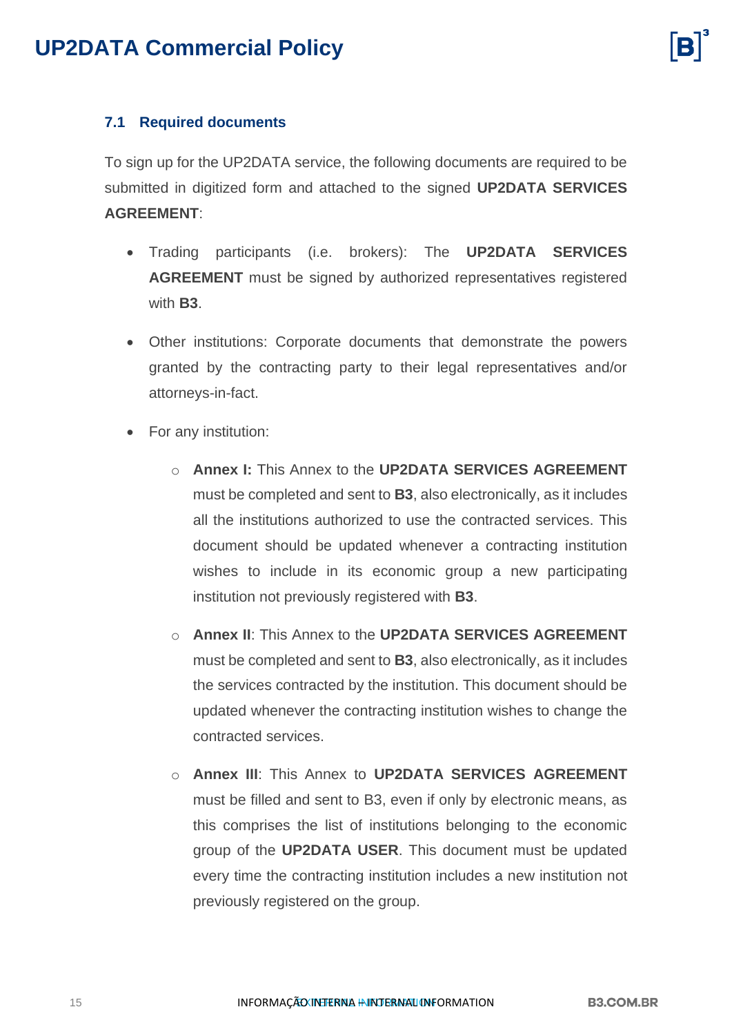### 7.1 Required documents

To sign up for the UP2DATA service, the following documents are required to be submitted in digitized form and attached to the signed **UP2DATA SERVICES AGREEMENT**:

- Trading participants (i.e. brokers): The **UP2DATA SERVICES AGREEMENT** must be signed by authorized representatives registered with **B3**.
- Other institutions: Corporate documents that demonstrate the powers granted by the contracting party to their legal representatives and/or attorneys-in-fact.
- For any institution:
  - **Annex I:** This Annex to the **UP2DATA SERVICES AGREEMENT** must be completed and sent to **B3**, also electronically, as it includes all the institutions authorized to use the contracted services. This document should be updated whenever a contracting institution wishes to include in its economic group a new participating institution not previously registered with **B3**.
  - **Annex II**: This Annex to the **UP2DATA SERVICES AGREEMENT** must be completed and sent to **B3**, also electronically, as it includes the services contracted by the institution. This document should be updated whenever the contracting institution wishes to change the contracted services.
  - **Annex III**: This Annex to **UP2DATA SERVICES AGREEMENT** must be filled and sent to B3, even if only by electronic means, as this comprises the list of institutions belonging to the economic group of the **UP2DATA USER**. This document must be updated every time the contracting institution includes a new institution not previously registered on the group.